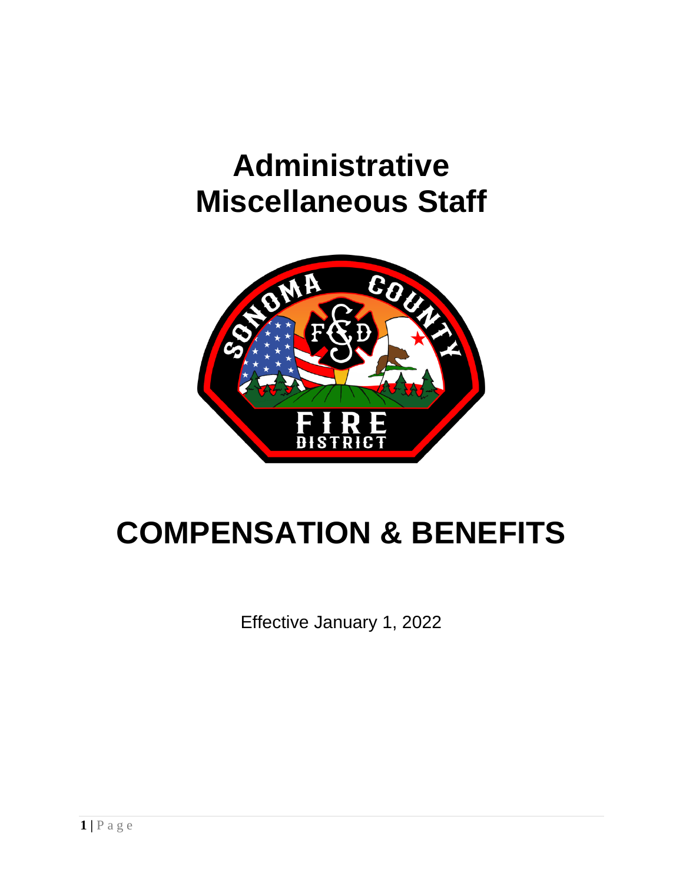# Administrative Miscellaneous Staff

# COMPENSATION & BENEFITS

Effective January 1, 2022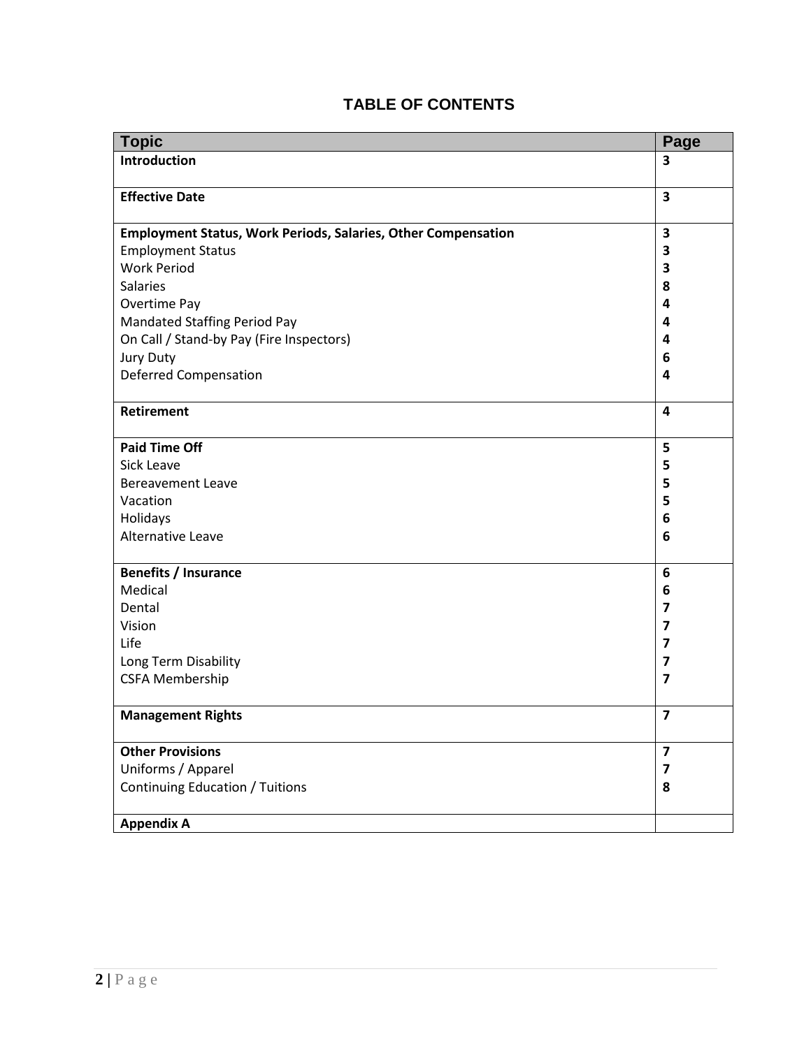# TABLE OF CONTENTS

| Topic | Page |
|---|---|
| **Introduction** | **3** |
| **Effective Date** | **3** |
| **Employment Status, Work Periods, Salaries, Other Compensation** | **3** |
| Employment Status | **3** |
| Work Period | **3** |
| Salaries | **8** |
| Overtime Pay | **4** |
| Mandated Staffing Period Pay | **4** |
| On Call / Stand-by Pay (Fire Inspectors) | **4** |
| Jury Duty | **6** |
| Deferred Compensation | **4** |
| **Retirement** | **4** |
| **Paid Time Off** | **5** |
| Sick Leave | **5** |
| Bereavement Leave | **5** |
| Vacation | **5** |
| Holidays | **6** |
| Alternative Leave | **6** |
| **Benefits / Insurance** | **6** |
| Medical | **6** |
| Dental | **7** |
| Vision | **7** |
| Life | **7** |
| Long Term Disability | **7** |
| CSFA Membership | **7** |
| **Management Rights** | **7** |
| **Other Provisions** | **7** |
| Uniforms / Apparel | **7** |
| Continuing Education / Tuitions | **8** |
| **Appendix A** | |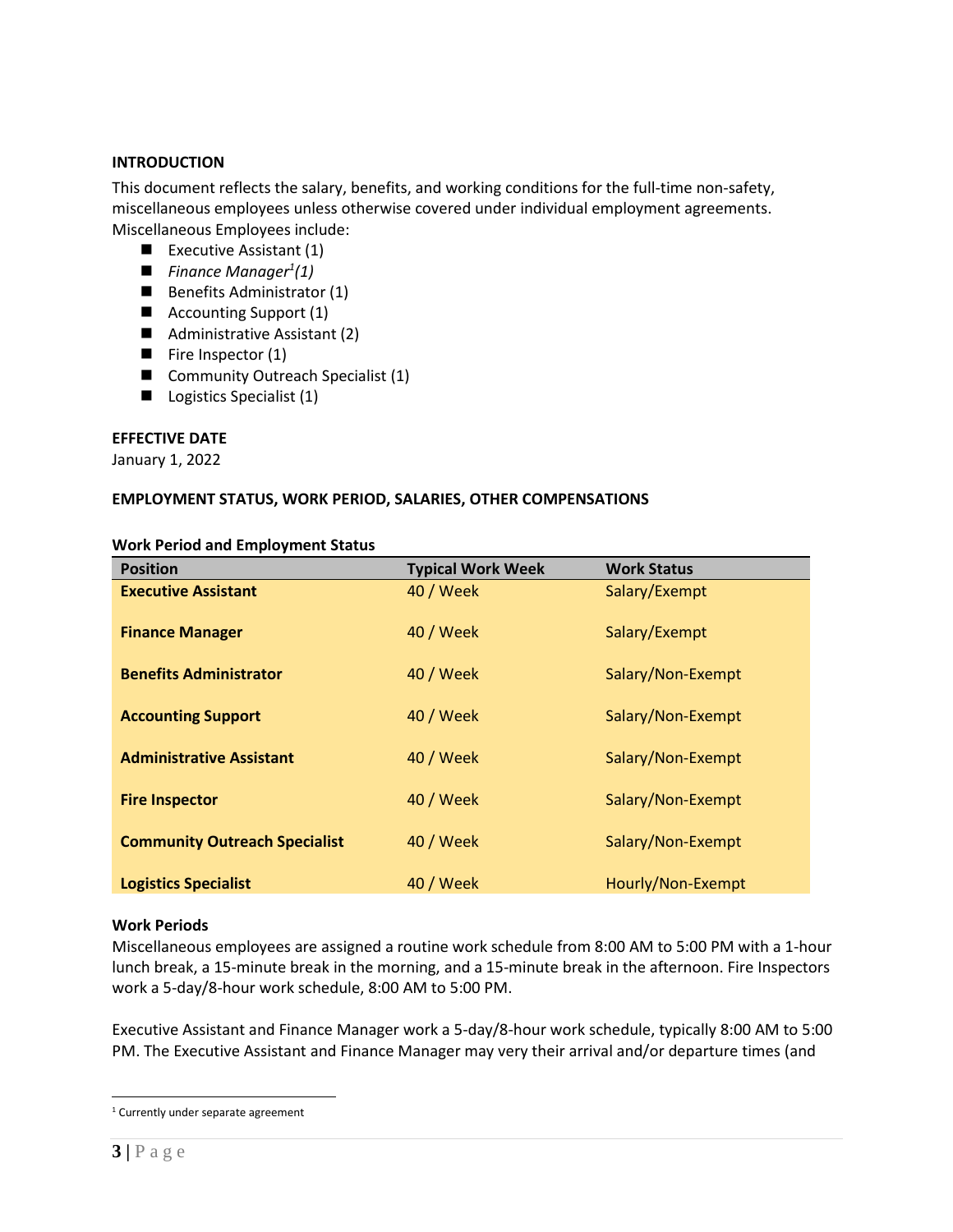**INTRODUCTION**

This document reflects the salary, benefits, and working conditions for the full-time non-safety, miscellaneous employees unless otherwise covered under individual employment agreements. Miscellaneous Employees include:

- Executive Assistant (1)
- *Finance Manager[1] (1)*
- Benefits Administrator (1)
- Accounting Support (1)
- Administrative Assistant (2)
- Fire Inspector (1)
- Community Outreach Specialist (1)
- Logistics Specialist (1)

**EFFECTIVE DATE**

January 1, 2022

**EMPLOYMENT STATUS, WORK PERIOD, SALARIES, OTHER COMPENSATIONS**

**Work Period and Employment Status**

| Position | Typical Work Week | Work Status |
|---|---|---|
| **Executive Assistant** | 40 / Week | Salary/Exempt |
| **Finance Manager** | 40 / Week | Salary/Exempt |
| **Benefits Administrator** | 40 / Week | Salary/Non-Exempt |
| **Accounting Support** | 40 / Week | Salary/Non-Exempt |
| **Administrative Assistant** | 40 / Week | Salary/Non-Exempt |
| **Fire Inspector** | 40 / Week | Salary/Non-Exempt |
| **Community Outreach Specialist** | 40 / Week | Salary/Non-Exempt |
| **Logistics Specialist** | 40 / Week | Hourly/Non-Exempt |

**Work Periods**

Miscellaneous employees are assigned a routine work schedule from 8:00 AM to 5:00 PM with a 1-hour lunch break, a 15-minute break in the morning, and a 15-minute break in the afternoon. Fire Inspectors work a 5-day/8-hour work schedule, 8:00 AM to 5:00 PM.

Executive Assistant and Finance Manager work a 5-day/8-hour work schedule, typically 8:00 AM to 5:00 PM. The Executive Assistant and Finance Manager may very their arrival and/or departure times (and

---

[1] Currently under separate agreement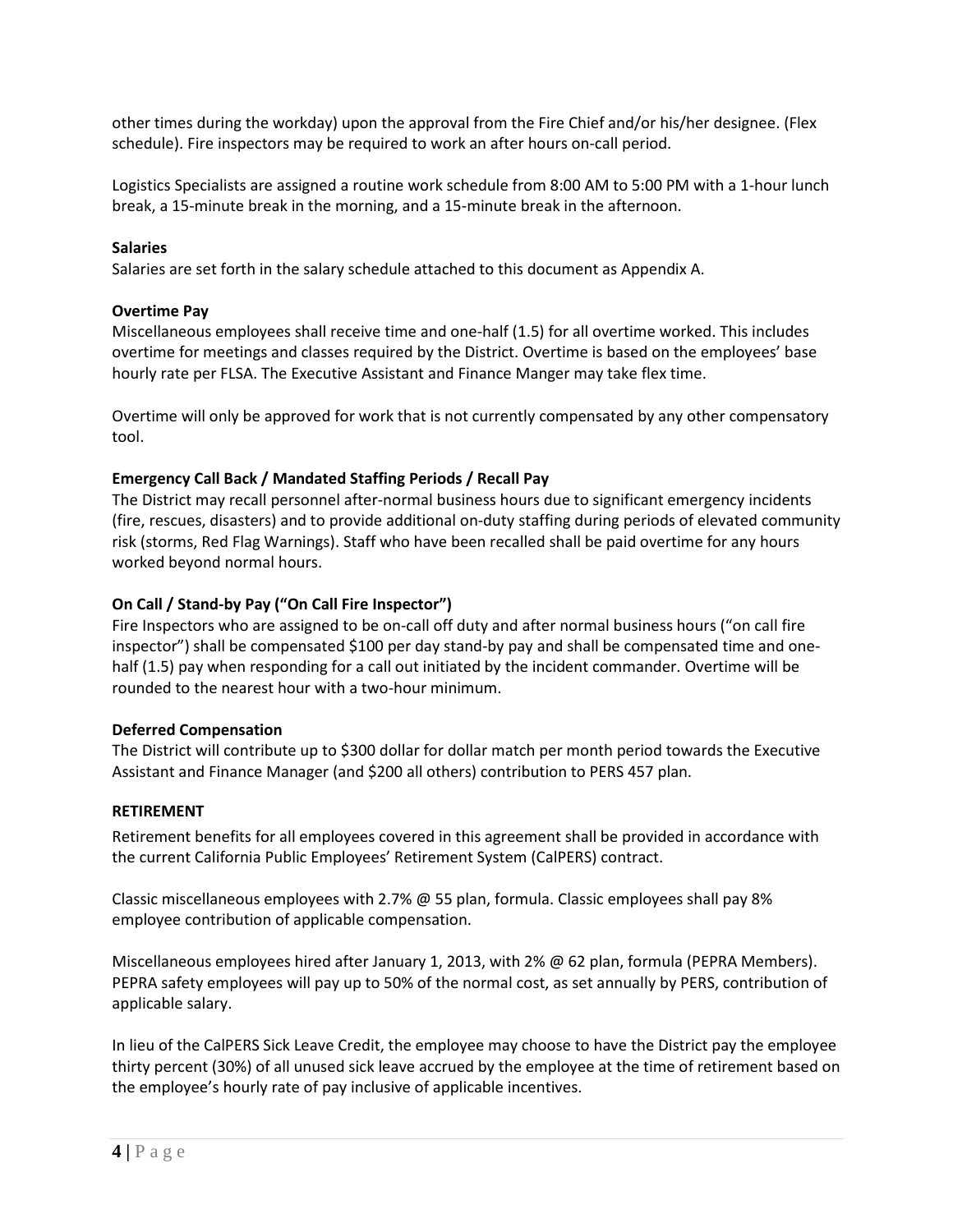other times during the workday) upon the approval from the Fire Chief and/or his/her designee. (Flex schedule). Fire inspectors may be required to work an after hours on-call period.

Logistics Specialists are assigned a routine work schedule from 8:00 AM to 5:00 PM with a 1-hour lunch break, a 15-minute break in the morning, and a 15-minute break in the afternoon.

**Salaries**

Salaries are set forth in the salary schedule attached to this document as Appendix A.

**Overtime Pay**

Miscellaneous employees shall receive time and one-half (1.5) for all overtime worked. This includes overtime for meetings and classes required by the District. Overtime is based on the employees' base hourly rate per FLSA. The Executive Assistant and Finance Manger may take flex time.

Overtime will only be approved for work that is not currently compensated by any other compensatory tool.

**Emergency Call Back / Mandated Staffing Periods / Recall Pay**

The District may recall personnel after-normal business hours due to significant emergency incidents (fire, rescues, disasters) and to provide additional on-duty staffing during periods of elevated community risk (storms, Red Flag Warnings). Staff who have been recalled shall be paid overtime for any hours worked beyond normal hours.

**On Call / Stand-by Pay ("On Call Fire Inspector")**

Fire Inspectors who are assigned to be on-call off duty and after normal business hours ("on call fire inspector") shall be compensated $100 per day stand-by pay and shall be compensated time and one-half (1.5) pay when responding for a call out initiated by the incident commander. Overtime will be rounded to the nearest hour with a two-hour minimum.

**Deferred Compensation**

The District will contribute up to $300 dollar for dollar match per month period towards the Executive Assistant and Finance Manager (and $200 all others) contribution to PERS 457 plan.

**RETIREMENT**

Retirement benefits for all employees covered in this agreement shall be provided in accordance with the current California Public Employees' Retirement System (CalPERS) contract.

Classic miscellaneous employees with 2.7% @ 55 plan, formula. Classic employees shall pay 8% employee contribution of applicable compensation.

Miscellaneous employees hired after January 1, 2013, with 2% @ 62 plan, formula (PEPRA Members). PEPRA safety employees will pay up to 50% of the normal cost, as set annually by PERS, contribution of applicable salary.

In lieu of the CalPERS Sick Leave Credit, the employee may choose to have the District pay the employee thirty percent (30%) of all unused sick leave accrued by the employee at the time of retirement based on the employee's hourly rate of pay inclusive of applicable incentives.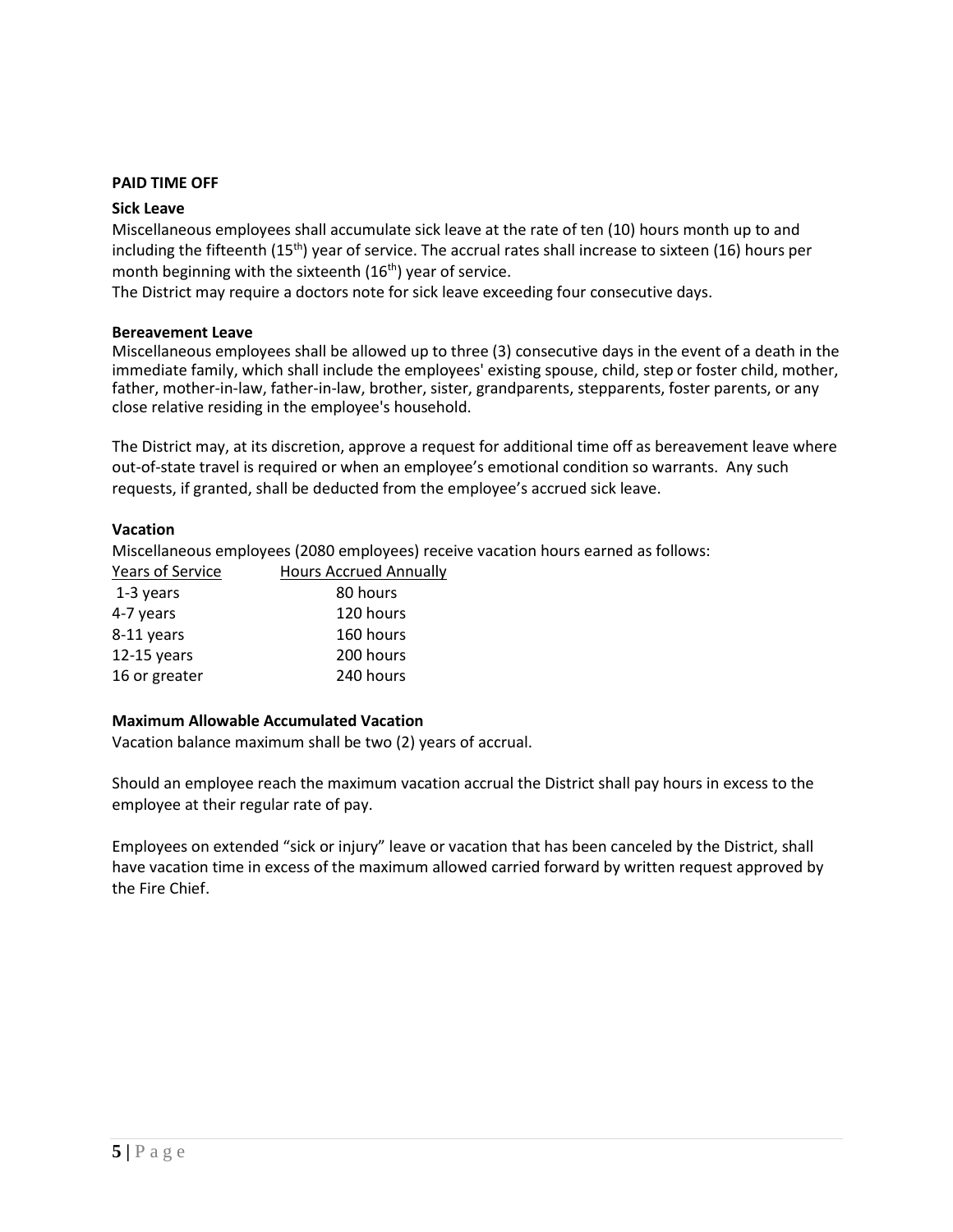## PAID TIME OFF

### Sick Leave

Miscellaneous employees shall accumulate sick leave at the rate of ten (10) hours month up to and including the fifteenth (15th) year of service. The accrual rates shall increase to sixteen (16) hours per month beginning with the sixteenth (16th) year of service.

The District may require a doctors note for sick leave exceeding four consecutive days.

### Bereavement Leave

Miscellaneous employees shall be allowed up to three (3) consecutive days in the event of a death in the immediate family, which shall include the employees' existing spouse, child, step or foster child, mother, father, mother-in-law, father-in-law, brother, sister, grandparents, stepparents, foster parents, or any close relative residing in the employee's household.

The District may, at its discretion, approve a request for additional time off as bereavement leave where out-of-state travel is required or when an employee's emotional condition so warrants. Any such requests, if granted, shall be deducted from the employee's accrued sick leave.

### Vacation

Miscellaneous employees (2080 employees) receive vacation hours earned as follows:

| Years of Service | Hours Accrued Annually |
|---|---|
| 1-3 years | 80 hours |
| 4-7 years | 120 hours |
| 8-11 years | 160 hours |
| 12-15 years | 200 hours |
| 16 or greater | 240 hours |

### Maximum Allowable Accumulated Vacation

Vacation balance maximum shall be two (2) years of accrual.

Should an employee reach the maximum vacation accrual the District shall pay hours in excess to the employee at their regular rate of pay.

Employees on extended "sick or injury" leave or vacation that has been canceled by the District, shall have vacation time in excess of the maximum allowed carried forward by written request approved by the Fire Chief.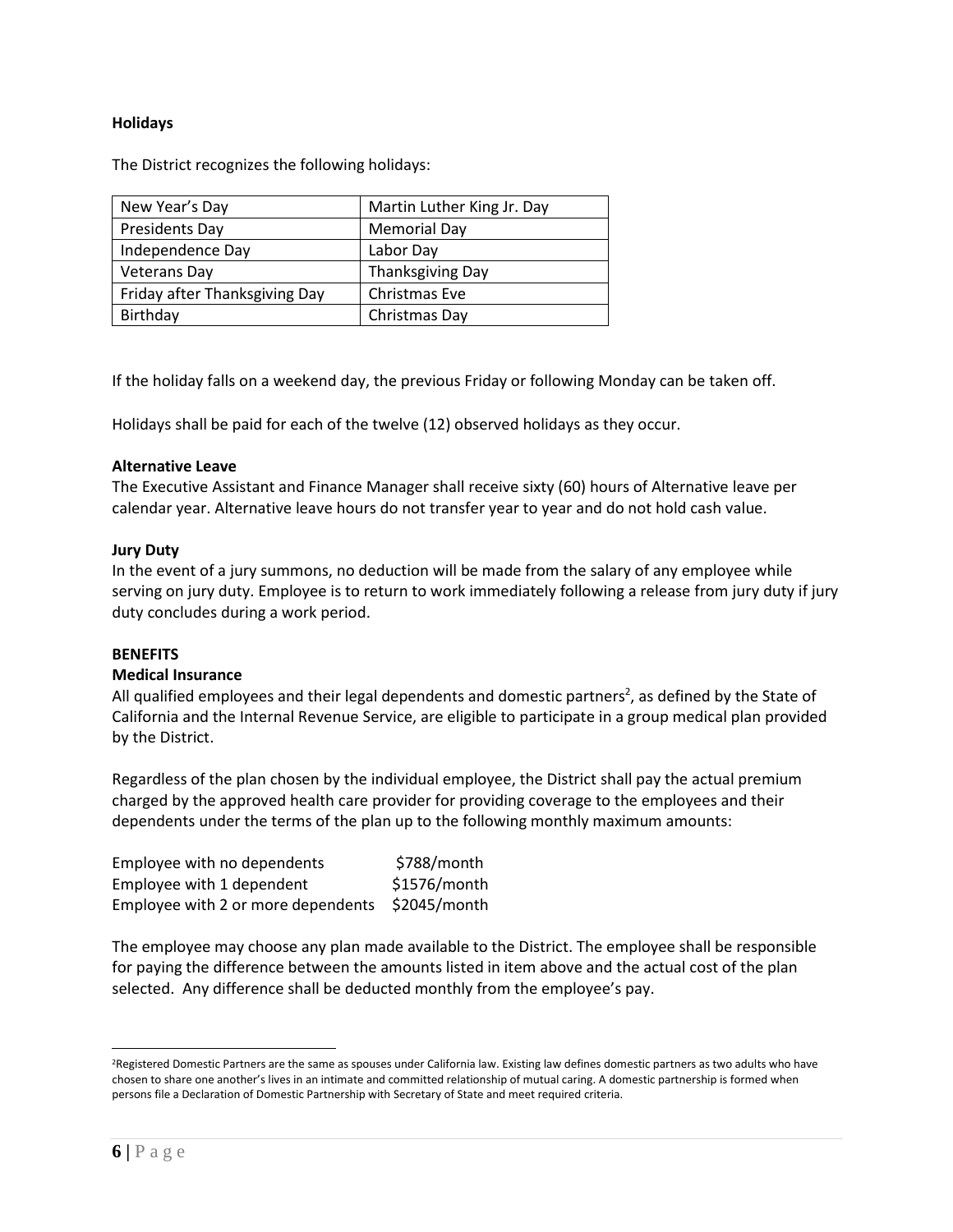**Holidays**

The District recognizes the following holidays:

| | |
|---|---|
| New Year's Day | Martin Luther King Jr. Day |
| Presidents Day | Memorial Day |
| Independence Day | Labor Day |
| Veterans Day | Thanksgiving Day |
| Friday after Thanksgiving Day | Christmas Eve |
| Birthday | Christmas Day |

If the holiday falls on a weekend day, the previous Friday or following Monday can be taken off.

Holidays shall be paid for each of the twelve (12) observed holidays as they occur.

**Alternative Leave**

The Executive Assistant and Finance Manager shall receive sixty (60) hours of Alternative leave per calendar year. Alternative leave hours do not transfer year to year and do not hold cash value.

**Jury Duty**

In the event of a jury summons, no deduction will be made from the salary of any employee while serving on jury duty. Employee is to return to work immediately following a release from jury duty if jury duty concludes during a work period.

**BENEFITS**

**Medical Insurance**

All qualified employees and their legal dependents and domestic partners[2], as defined by the State of California and the Internal Revenue Service, are eligible to participate in a group medical plan provided by the District.

Regardless of the plan chosen by the individual employee, the District shall pay the actual premium charged by the approved health care provider for providing coverage to the employees and their dependents under the terms of the plan up to the following monthly maximum amounts:

| | |
|---|---|
| Employee with no dependents | $788/month |
| Employee with 1 dependent | $1576/month |
| Employee with 2 or more dependents | $2045/month |

The employee may choose any plan made available to the District. The employee shall be responsible for paying the difference between the amounts listed in item above and the actual cost of the plan selected. Any difference shall be deducted monthly from the employee's pay.

[2]Registered Domestic Partners are the same as spouses under California law. Existing law defines domestic partners as two adults who have chosen to share one another's lives in an intimate and committed relationship of mutual caring. A domestic partnership is formed when persons file a Declaration of Domestic Partnership with Secretary of State and meet required criteria.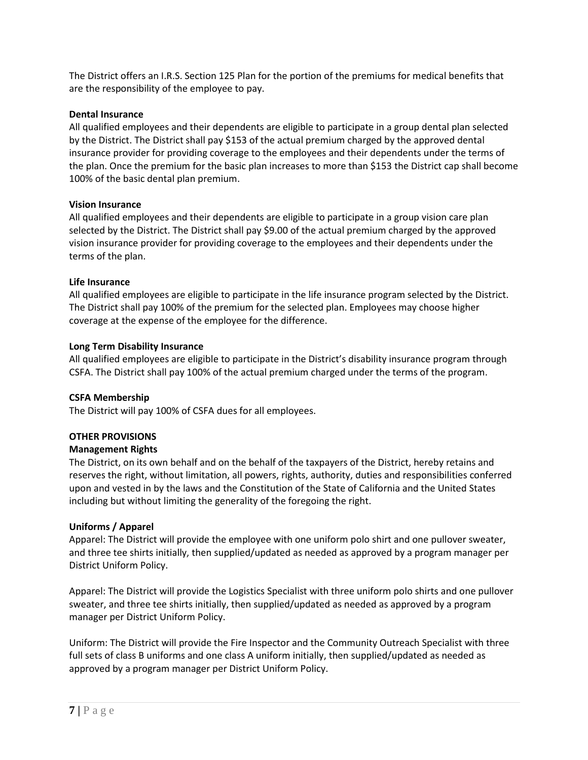The District offers an I.R.S. Section 125 Plan for the portion of the premiums for medical benefits that are the responsibility of the employee to pay.

**Dental Insurance**

All qualified employees and their dependents are eligible to participate in a group dental plan selected by the District. The District shall pay $153 of the actual premium charged by the approved dental insurance provider for providing coverage to the employees and their dependents under the terms of the plan. Once the premium for the basic plan increases to more than $153 the District cap shall become 100% of the basic dental plan premium.

**Vision Insurance**

All qualified employees and their dependents are eligible to participate in a group vision care plan selected by the District. The District shall pay $9.00 of the actual premium charged by the approved vision insurance provider for providing coverage to the employees and their dependents under the terms of the plan.

**Life Insurance**

All qualified employees are eligible to participate in the life insurance program selected by the District. The District shall pay 100% of the premium for the selected plan. Employees may choose higher coverage at the expense of the employee for the difference.

**Long Term Disability Insurance**

All qualified employees are eligible to participate in the District's disability insurance program through CSFA. The District shall pay 100% of the actual premium charged under the terms of the program.

**CSFA Membership**

The District will pay 100% of CSFA dues for all employees.

## OTHER PROVISIONS

**Management Rights**

The District, on its own behalf and on the behalf of the taxpayers of the District, hereby retains and reserves the right, without limitation, all powers, rights, authority, duties and responsibilities conferred upon and vested in by the laws and the Constitution of the State of California and the United States including but without limiting the generality of the foregoing the right.

**Uniforms / Apparel**

Apparel: The District will provide the employee with one uniform polo shirt and one pullover sweater, and three tee shirts initially, then supplied/updated as needed as approved by a program manager per District Uniform Policy.

Apparel: The District will provide the Logistics Specialist with three uniform polo shirts and one pullover sweater, and three tee shirts initially, then supplied/updated as needed as approved by a program manager per District Uniform Policy.

Uniform: The District will provide the Fire Inspector and the Community Outreach Specialist with three full sets of class B uniforms and one class A uniform initially, then supplied/updated as needed as approved by a program manager per District Uniform Policy.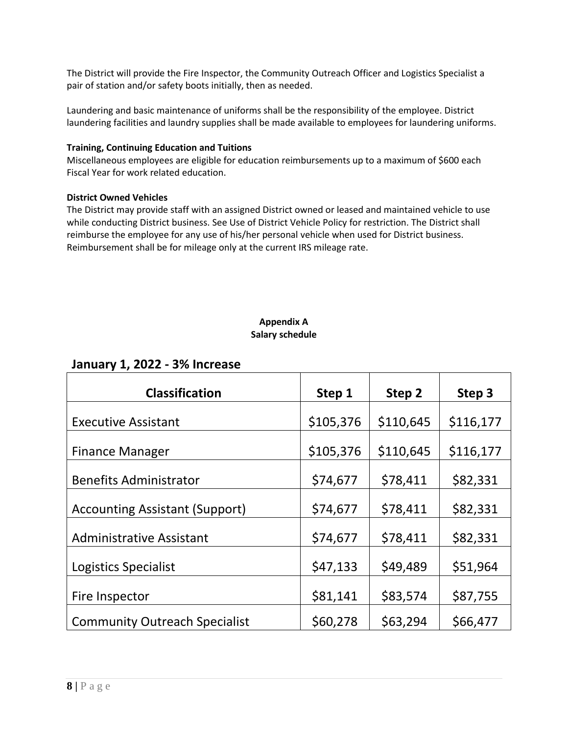The District will provide the Fire Inspector, the Community Outreach Officer and Logistics Specialist a pair of station and/or safety boots initially, then as needed.

Laundering and basic maintenance of uniforms shall be the responsibility of the employee. District laundering facilities and laundry supplies shall be made available to employees for laundering uniforms.

**Training, Continuing Education and Tuitions**
Miscellaneous employees are eligible for education reimbursements up to a maximum of $600 each Fiscal Year for work related education.

**District Owned Vehicles**
The District may provide staff with an assigned District owned or leased and maintained vehicle to use while conducting District business. See Use of District Vehicle Policy for restriction. The District shall reimburse the employee for any use of his/her personal vehicle when used for District business. Reimbursement shall be for mileage only at the current IRS mileage rate.

**Appendix A**
**Salary schedule**

## January 1, 2022 - 3% Increase

| Classification | Step 1 | Step 2 | Step 3 |
|---|---|---|---|
| Executive Assistant | $105,376 | $110,645 | $116,177 |
| Finance Manager | $105,376 | $110,645 | $116,177 |
| Benefits Administrator | $74,677 | $78,411 | $82,331 |
| Accounting Assistant (Support) | $74,677 | $78,411 | $82,331 |
| Administrative Assistant | $74,677 | $78,411 | $82,331 |
| Logistics Specialist | $47,133 | $49,489 | $51,964 |
| Fire Inspector | $81,141 | $83,574 | $87,755 |
| Community Outreach Specialist | $60,278 | $63,294 | $66,477 |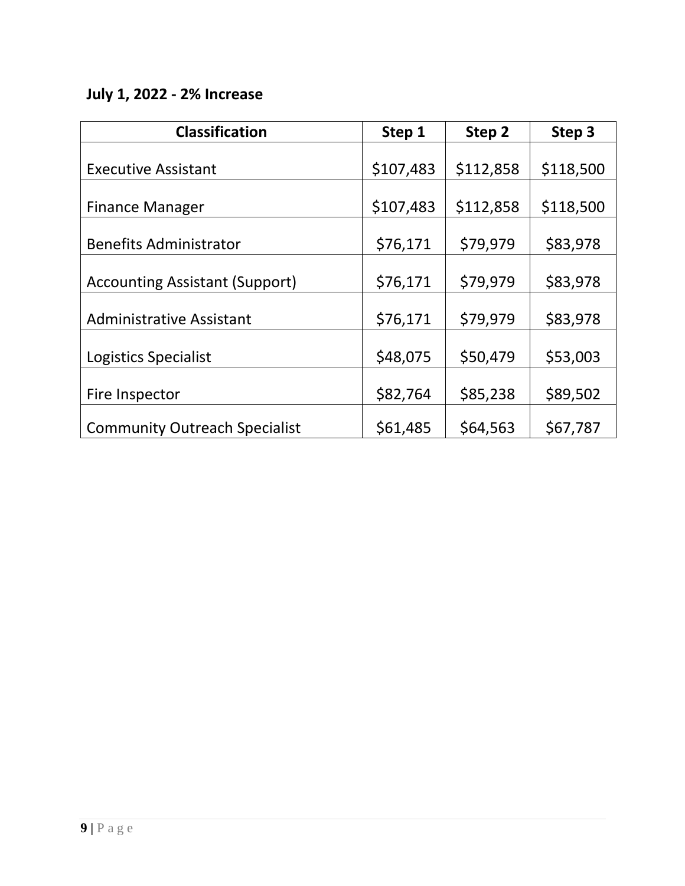**July 1, 2022 - 2% Increase**

| Classification | Step 1 | Step 2 | Step 3 |
|---|---|---|---|
| Executive Assistant | $107,483 | $112,858 | $118,500 |
| Finance Manager | $107,483 | $112,858 | $118,500 |
| Benefits Administrator | $76,171 | $79,979 | $83,978 |
| Accounting Assistant (Support) | $76,171 | $79,979 | $83,978 |
| Administrative Assistant | $76,171 | $79,979 | $83,978 |
| Logistics Specialist | $48,075 | $50,479 | $53,003 |
| Fire Inspector | $82,764 | $85,238 | $89,502 |
| Community Outreach Specialist | $61,485 | $64,563 | $67,787 |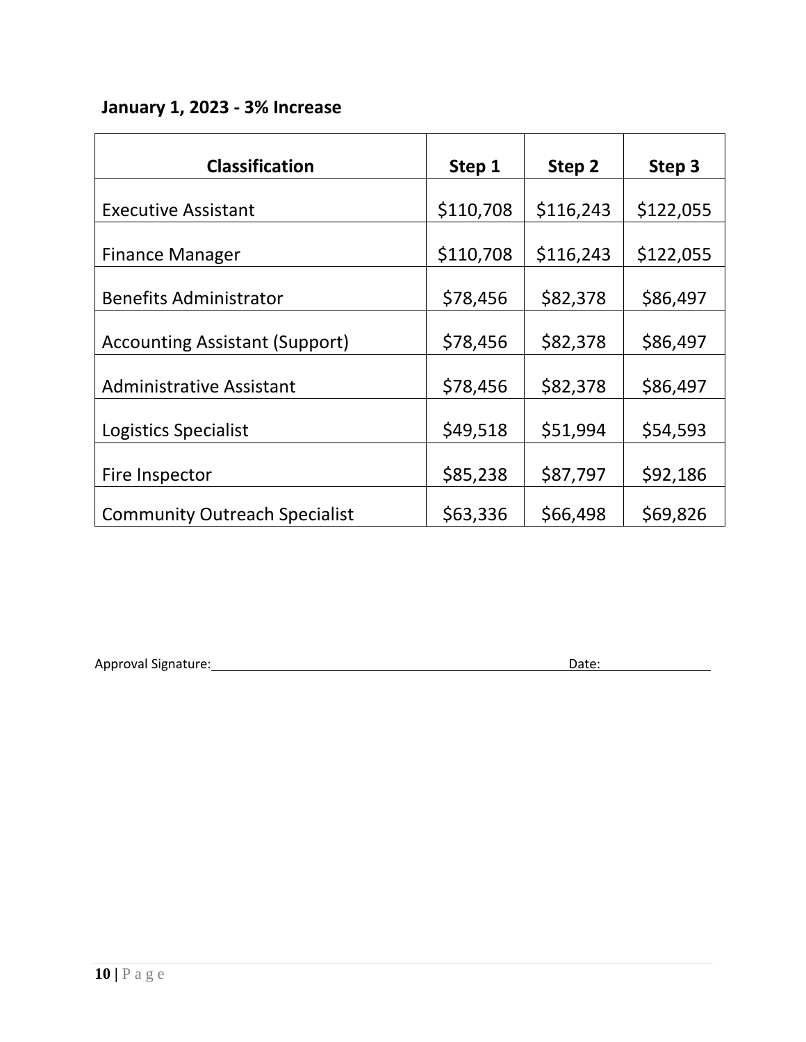**January 1, 2023 - 3% Increase**

| Classification | Step 1 | Step 2 | Step 3 |
|---|---|---|---|
| Executive Assistant | $110,708 | $116,243 | $122,055 |
| Finance Manager | $110,708 | $116,243 | $122,055 |
| Benefits Administrator | $78,456 | $82,378 | $86,497 |
| Accounting Assistant (Support) | $78,456 | $82,378 | $86,497 |
| Administrative Assistant | $78,456 | $82,378 | $86,497 |
| Logistics Specialist | $49,518 | $51,994 | $54,593 |
| Fire Inspector | $85,238 | $87,797 | $92,186 |
| Community Outreach Specialist | $63,336 | $66,498 | $69,826 |

Approval Signature:\_\_\_\_\_\_\_\_\_\_\_\_\_\_\_\_\_\_\_\_\_\_\_\_\_\_\_\_\_\_\_\_\_\_\_\_\_\_\_\_\_\_\_\_\_\_\_\_ Date:\_\_\_\_\_\_\_\_\_\_\_\_\_\_\_\_